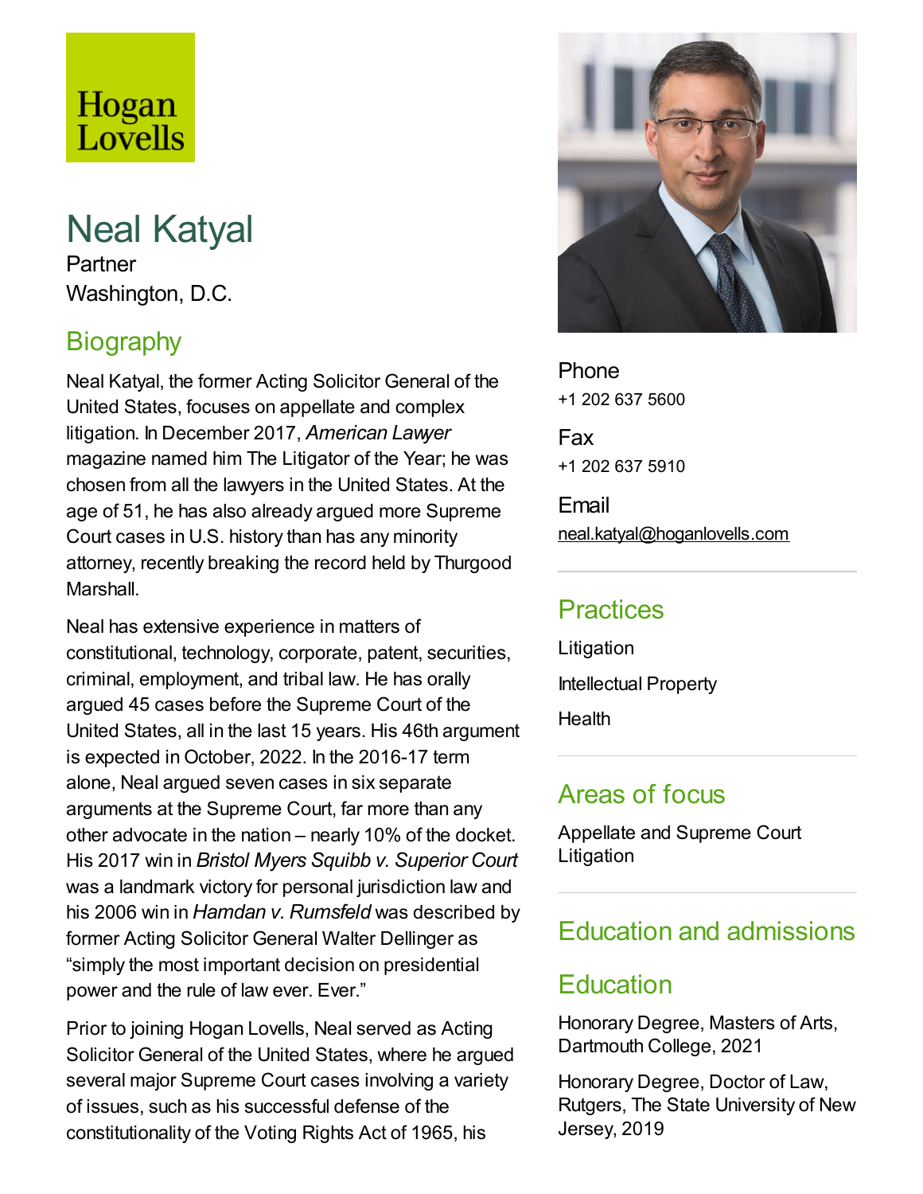Hogan Lovells

# Neal Katyal

Partner

Washington, D.C.

## Biography

Neal Katyal, the former Acting Solicitor General of the United States, focuses on appellate and complex litigation. In December 2017, *American Lawyer* magazine named him The Litigator of the Year; he was chosen from all the lawyers in the United States. At the age of 51, he has also already argued more Supreme Court cases in U.S. history than has any minority attorney, recently breaking the record held by Thurgood Marshall.

Neal has extensive experience in matters of constitutional, technology, corporate, patent, securities, criminal, employment, and tribal law. He has orally argued 45 cases before the Supreme Court of the United States, all in the last 15 years. His 46th argument is expected in October, 2022. In the 2016-17 term alone, Neal argued seven cases in six separate arguments at the Supreme Court, far more than any other advocate in the nation – nearly 10% of the docket. His 2017 win in *Bristol Myers Squibb v. Superior Court* was a landmark victory for personal jurisdiction law and his 2006 win in *Hamdan v. Rumsfeld* was described by former Acting Solicitor General Walter Dellinger as "simply the most important decision on presidential power and the rule of law ever. Ever."

Prior to joining Hogan Lovells, Neal served as Acting Solicitor General of the United States, where he argued several major Supreme Court cases involving a variety of issues, such as his successful defense of the constitutionality of the Voting Rights Act of 1965, his

Phone
+1 202 637 5600

Fax
+1 202 637 5910

Email
neal.katyal@hoganlovells.com

## Practices

Litigation

Intellectual Property

Health

## Areas of focus

Appellate and Supreme Court Litigation

## Education and admissions

## Education

Honorary Degree, Masters of Arts, Dartmouth College, 2021

Honorary Degree, Doctor of Law, Rutgers, The State University of New Jersey, 2019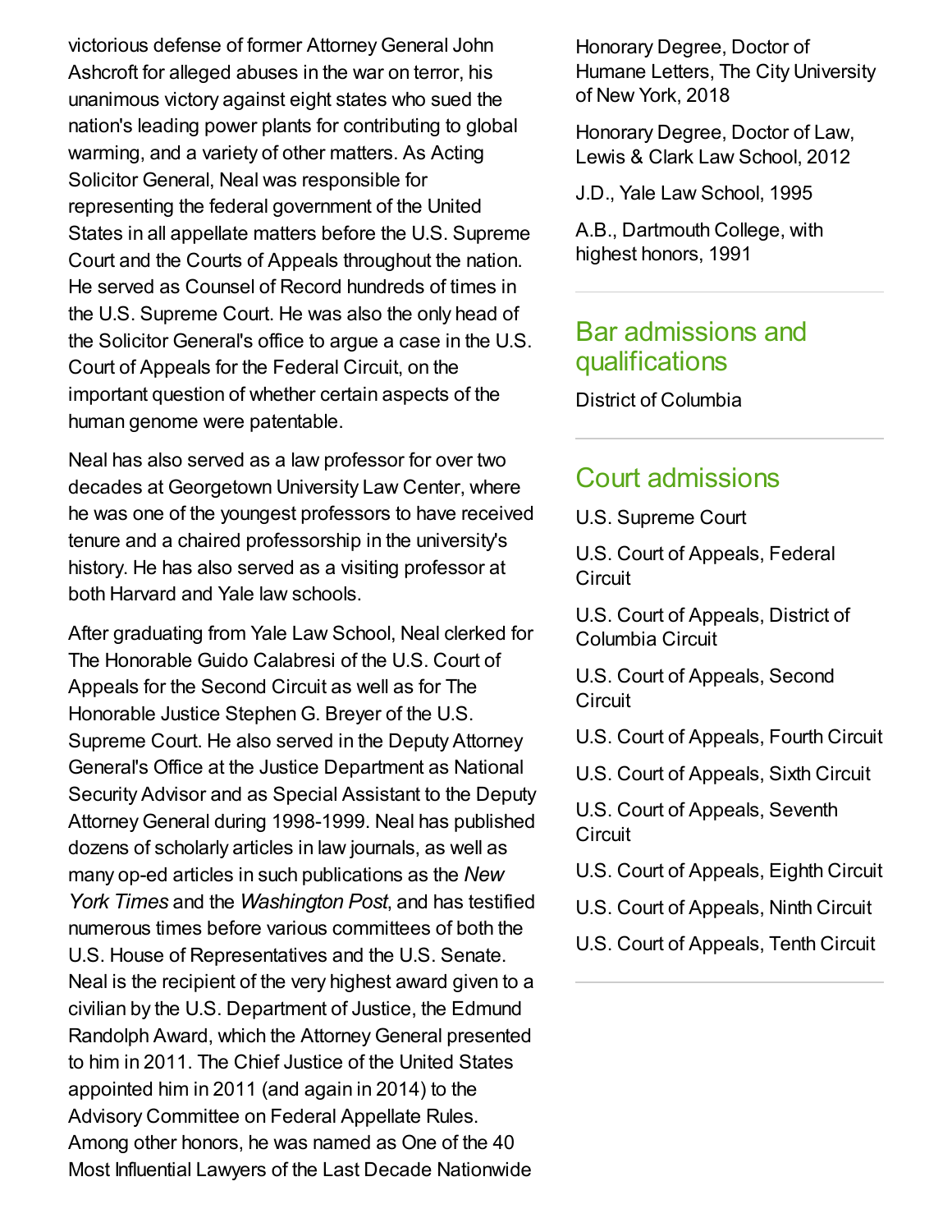victorious defense of former Attorney General John Ashcroft for alleged abuses in the war on terror, his unanimous victory against eight states who sued the nation's leading power plants for contributing to global warming, and a variety of other matters. As Acting Solicitor General, Neal was responsible for representing the federal government of the United States in all appellate matters before the U.S. Supreme Court and the Courts of Appeals throughout the nation. He served as Counsel of Record hundreds of times in the U.S. Supreme Court. He was also the only head of the Solicitor General's office to argue a case in the U.S. Court of Appeals for the Federal Circuit, on the important question of whether certain aspects of the human genome were patentable.

Neal has also served as a law professor for over two decades at Georgetown University Law Center, where he was one of the youngest professors to have received tenure and a chaired professorship in the university's history. He has also served as a visiting professor at both Harvard and Yale law schools.

After graduating from Yale Law School, Neal clerked for The Honorable Guido Calabresi of the U.S. Court of Appeals for the Second Circuit as well as for The Honorable Justice Stephen G. Breyer of the U.S. Supreme Court. He also served in the Deputy Attorney General's Office at the Justice Department as National Security Advisor and as Special Assistant to the Deputy Attorney General during 1998-1999. Neal has published dozens of scholarly articles in law journals, as well as many op-ed articles in such publications as the *New York Times* and the *Washington Post*, and has testified numerous times before various committees of both the U.S. House of Representatives and the U.S. Senate. Neal is the recipient of the very highest award given to a civilian by the U.S. Department of Justice, the Edmund Randolph Award, which the Attorney General presented to him in 2011. The Chief Justice of the United States appointed him in 2011 (and again in 2014) to the Advisory Committee on Federal Appellate Rules. Among other honors, he was named as One of the 40 Most Influential Lawyers of the Last Decade Nationwide

Honorary Degree, Doctor of Humane Letters, The City University of New York, 2018

Honorary Degree, Doctor of Law, Lewis & Clark Law School, 2012

J.D., Yale Law School, 1995

A.B., Dartmouth College, with highest honors, 1991

## Bar admissions and qualifications

District of Columbia

## Court admissions

U.S. Supreme Court

U.S. Court of Appeals, Federal Circuit

U.S. Court of Appeals, District of Columbia Circuit

U.S. Court of Appeals, Second Circuit

U.S. Court of Appeals, Fourth Circuit

U.S. Court of Appeals, Sixth Circuit

U.S. Court of Appeals, Seventh Circuit

U.S. Court of Appeals, Eighth Circuit

U.S. Court of Appeals, Ninth Circuit

U.S. Court of Appeals, Tenth Circuit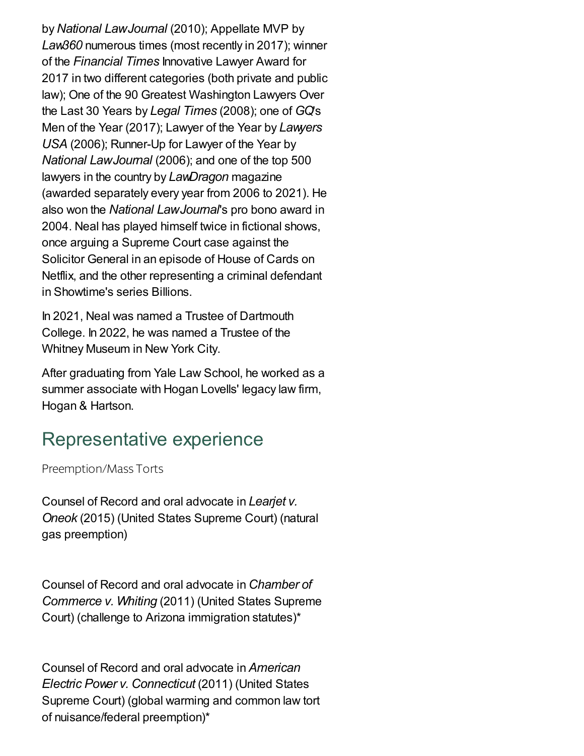by *National Law Journal* (2010); Appellate MVP by *Law360* numerous times (most recently in 2017); winner of the *Financial Times* Innovative Lawyer Award for 2017 in two different categories (both private and public law); One of the 90 Greatest Washington Lawyers Over the Last 30 Years by *Legal Times* (2008); one of *GQ*'s Men of the Year (2017); Lawyer of the Year by *Lawyers USA* (2006); Runner-Up for Lawyer of the Year by *National Law Journal* (2006); and one of the top 500 lawyers in the country by *LawDragon* magazine (awarded separately every year from 2006 to 2021). He also won the *National Law Journal*'s pro bono award in 2004. Neal has played himself twice in fictional shows, once arguing a Supreme Court case against the Solicitor General in an episode of House of Cards on Netflix, and the other representing a criminal defendant in Showtime's series Billions.

In 2021, Neal was named a Trustee of Dartmouth College. In 2022, he was named a Trustee of the Whitney Museum in New York City.

After graduating from Yale Law School, he worked as a summer associate with Hogan Lovells' legacy law firm, Hogan & Hartson.

## Representative experience

Preemption/Mass Torts

Counsel of Record and oral advocate in *Learjet v. Oneok* (2015) (United States Supreme Court) (natural gas preemption)

Counsel of Record and oral advocate in *Chamber of Commerce v. Whiting* (2011) (United States Supreme Court) (challenge to Arizona immigration statutes)*

Counsel of Record and oral advocate in *American Electric Power v. Connecticut* (2011) (United States Supreme Court) (global warming and common law tort of nuisance/federal preemption)*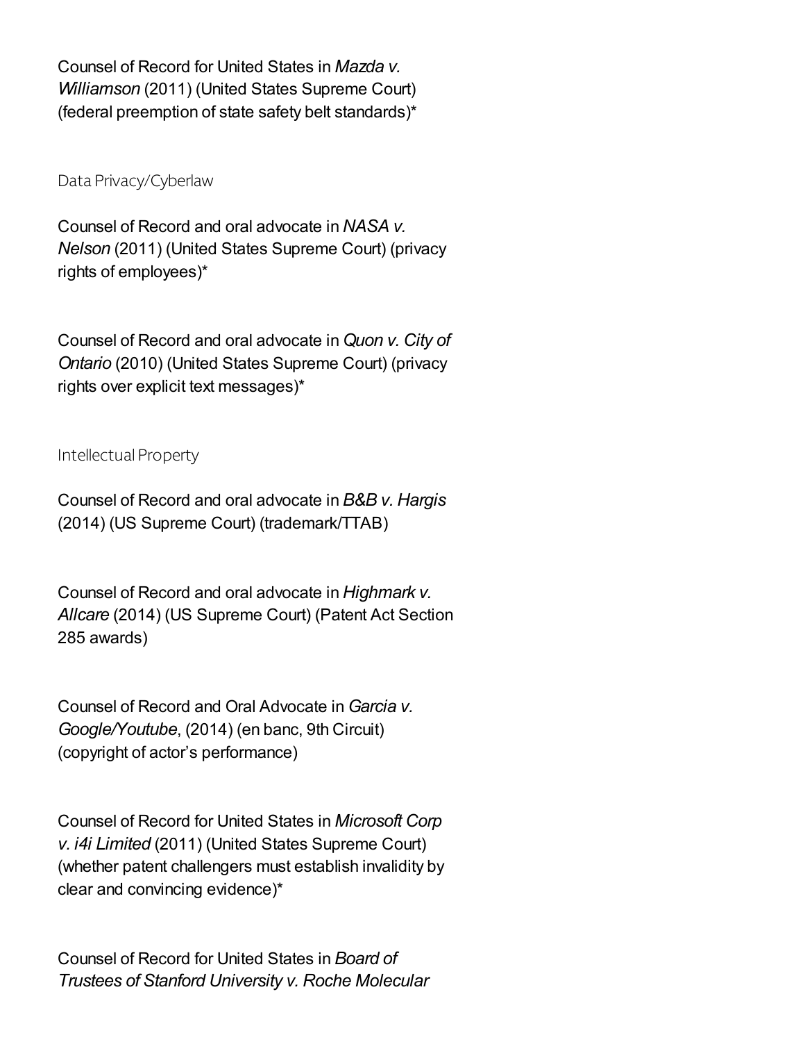Counsel of Record for United States in *Mazda v. Williamson* (2011) (United States Supreme Court) (federal preemption of state safety belt standards)*

### Data Privacy/Cyberlaw

Counsel of Record and oral advocate in *NASA v. Nelson* (2011) (United States Supreme Court) (privacy rights of employees)*

Counsel of Record and oral advocate in *Quon v. City of Ontario* (2010) (United States Supreme Court) (privacy rights over explicit text messages)*

### Intellectual Property

Counsel of Record and oral advocate in *B&B v. Hargis* (2014) (US Supreme Court) (trademark/TTAB)

Counsel of Record and oral advocate in *Highmark v. Allcare* (2014) (US Supreme Court) (Patent Act Section 285 awards)

Counsel of Record and Oral Advocate in *Garcia v. Google/Youtube*, (2014) (en banc, 9th Circuit) (copyright of actor's performance)

Counsel of Record for United States in *Microsoft Corp v. i4i Limited* (2011) (United States Supreme Court) (whether patent challengers must establish invalidity by clear and convincing evidence)*

Counsel of Record for United States in *Board of Trustees of Stanford University v. Roche Molecular*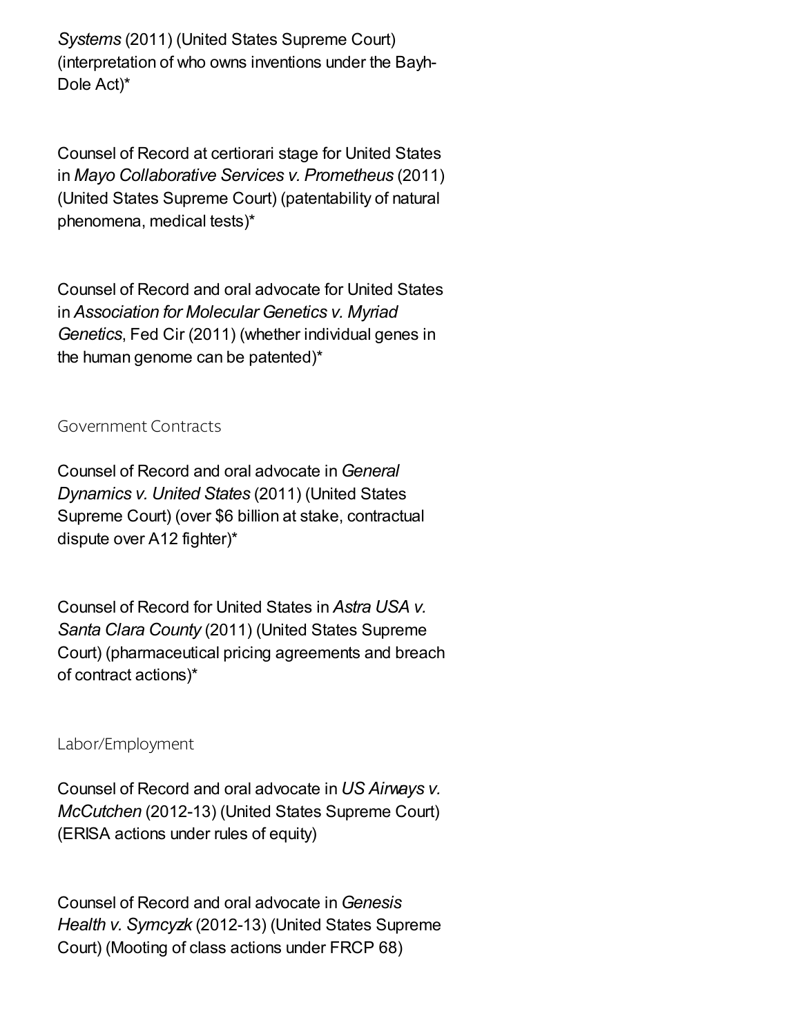*Systems* (2011) (United States Supreme Court) (interpretation of who owns inventions under the Bayh-Dole Act)*

Counsel of Record at certiorari stage for United States in *Mayo Collaborative Services v. Prometheus* (2011) (United States Supreme Court) (patentability of natural phenomena, medical tests)*

Counsel of Record and oral advocate for United States in *Association for Molecular Genetics v. Myriad Genetics*, Fed Cir (2011) (whether individual genes in the human genome can be patented)*

### Government Contracts

Counsel of Record and oral advocate in *General Dynamics v. United States* (2011) (United States Supreme Court) (over $6 billion at stake, contractual dispute over A12 fighter)*

Counsel of Record for United States in *Astra USA v. Santa Clara County* (2011) (United States Supreme Court) (pharmaceutical pricing agreements and breach of contract actions)*

### Labor/Employment

Counsel of Record and oral advocate in *US Airways v. McCutchen* (2012-13) (United States Supreme Court) (ERISA actions under rules of equity)

Counsel of Record and oral advocate in *Genesis Health v. Symcyzk* (2012-13) (United States Supreme Court) (Mooting of class actions under FRCP 68)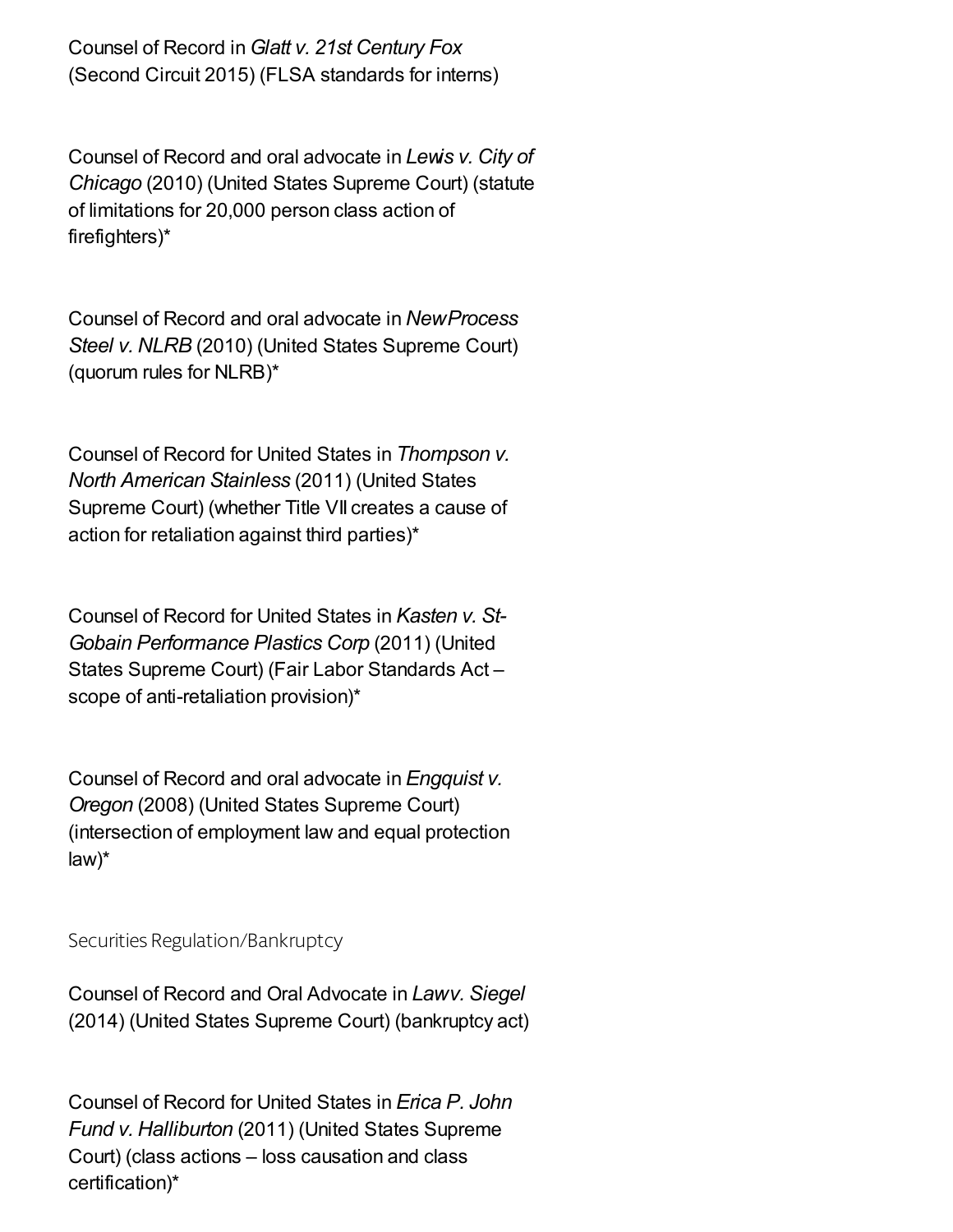Counsel of Record in *Glatt v. 21st Century Fox* (Second Circuit 2015) (FLSA standards for interns)

Counsel of Record and oral advocate in *Lewis v. City of Chicago* (2010) (United States Supreme Court) (statute of limitations for 20,000 person class action of firefighters)*

Counsel of Record and oral advocate in *New Process Steel v. NLRB* (2010) (United States Supreme Court) (quorum rules for NLRB)*

Counsel of Record for United States in *Thompson v. North American Stainless* (2011) (United States Supreme Court) (whether Title VII creates a cause of action for retaliation against third parties)*

Counsel of Record for United States in *Kasten v. St-Gobain Performance Plastics Corp* (2011) (United States Supreme Court) (Fair Labor Standards Act – scope of anti-retaliation provision)*

Counsel of Record and oral advocate in *Engquist v. Oregon* (2008) (United States Supreme Court) (intersection of employment law and equal protection law)*

Securities Regulation/Bankruptcy

Counsel of Record and Oral Advocate in *Law v. Siegel* (2014) (United States Supreme Court) (bankruptcy act)

Counsel of Record for United States in *Erica P. John Fund v. Halliburton* (2011) (United States Supreme Court) (class actions – loss causation and class certification)*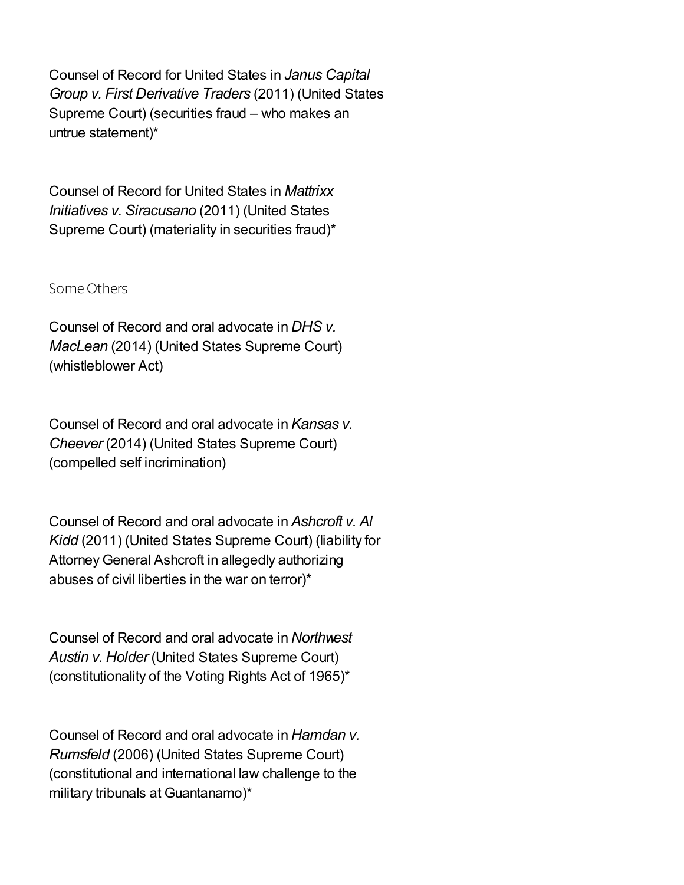Counsel of Record for United States in *Janus Capital Group v. First Derivative Traders* (2011) (United States Supreme Court) (securities fraud – who makes an untrue statement)*

Counsel of Record for United States in *Mattrixx Initiatives v. Siracusano* (2011) (United States Supreme Court) (materiality in securities fraud)*

## Some Others

Counsel of Record and oral advocate in *DHS v. MacLean* (2014) (United States Supreme Court) (whistleblower Act)

Counsel of Record and oral advocate in *Kansas v. Cheever* (2014) (United States Supreme Court) (compelled self incrimination)

Counsel of Record and oral advocate in *Ashcroft v. Al Kidd* (2011) (United States Supreme Court) (liability for Attorney General Ashcroft in allegedly authorizing abuses of civil liberties in the war on terror)*

Counsel of Record and oral advocate in *Northwest Austin v. Holder* (United States Supreme Court) (constitutionality of the Voting Rights Act of 1965)*

Counsel of Record and oral advocate in *Hamdan v. Rumsfeld* (2006) (United States Supreme Court) (constitutional and international law challenge to the military tribunals at Guantanamo)*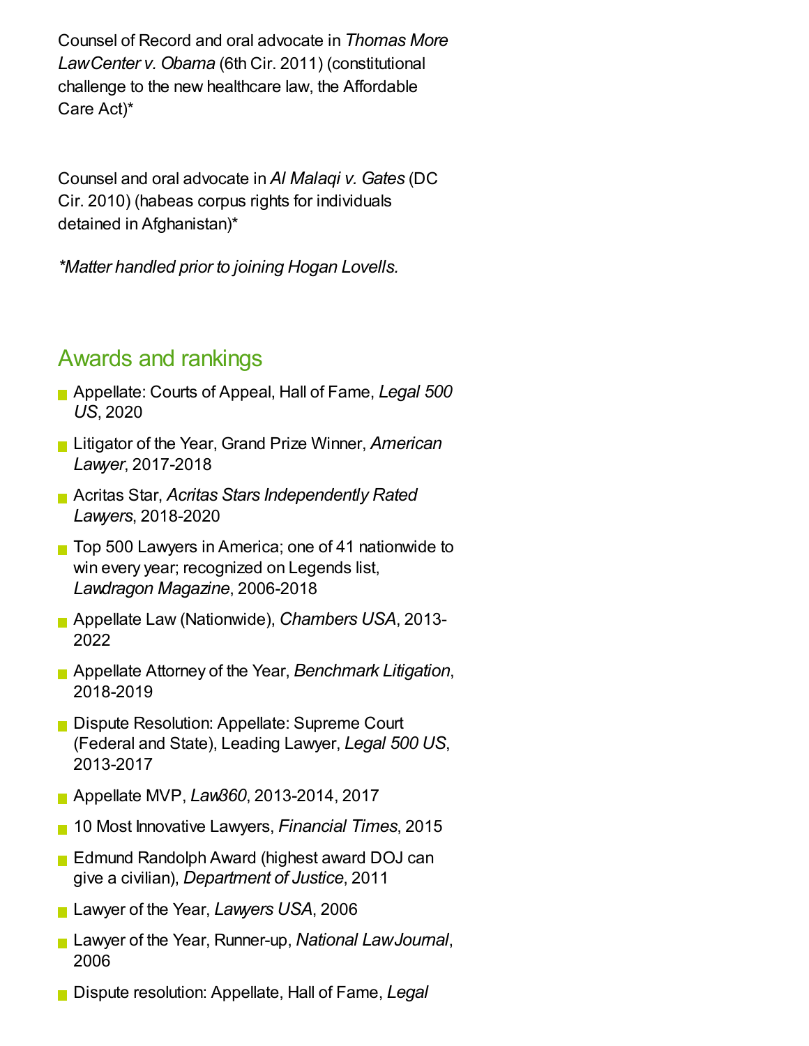Counsel of Record and oral advocate in *Thomas More LawCenter v. Obama* (6th Cir. 2011) (constitutional challenge to the new healthcare law, the Affordable Care Act)*

Counsel and oral advocate in *Al Malaqi v. Gates* (DC Cir. 2010) (habeas corpus rights for individuals detained in Afghanistan)*

**Matter handled prior to joining Hogan Lovells.*

## Awards and rankings

- Appellate: Courts of Appeal, Hall of Fame, *Legal 500 US*, 2020
- Litigator of the Year, Grand Prize Winner, *American Lawyer*, 2017-2018
- Acritas Star, *Acritas Stars Independently Rated Lawyers*, 2018-2020
- Top 500 Lawyers in America; one of 41 nationwide to win every year; recognized on Legends list, *Lawdragon Magazine*, 2006-2018
- Appellate Law (Nationwide), *Chambers USA*, 2013-2022
- Appellate Attorney of the Year, *Benchmark Litigation*, 2018-2019
- Dispute Resolution: Appellate: Supreme Court (Federal and State), Leading Lawyer, *Legal 500 US*, 2013-2017
- Appellate MVP, *Law360*, 2013-2014, 2017
- 10 Most Innovative Lawyers, *Financial Times*, 2015
- Edmund Randolph Award (highest award DOJ can give a civilian), *Department of Justice*, 2011
- Lawyer of the Year, *Lawyers USA*, 2006
- Lawyer of the Year, Runner-up, *National LawJournal*, 2006
- Dispute resolution: Appellate, Hall of Fame, *Legal*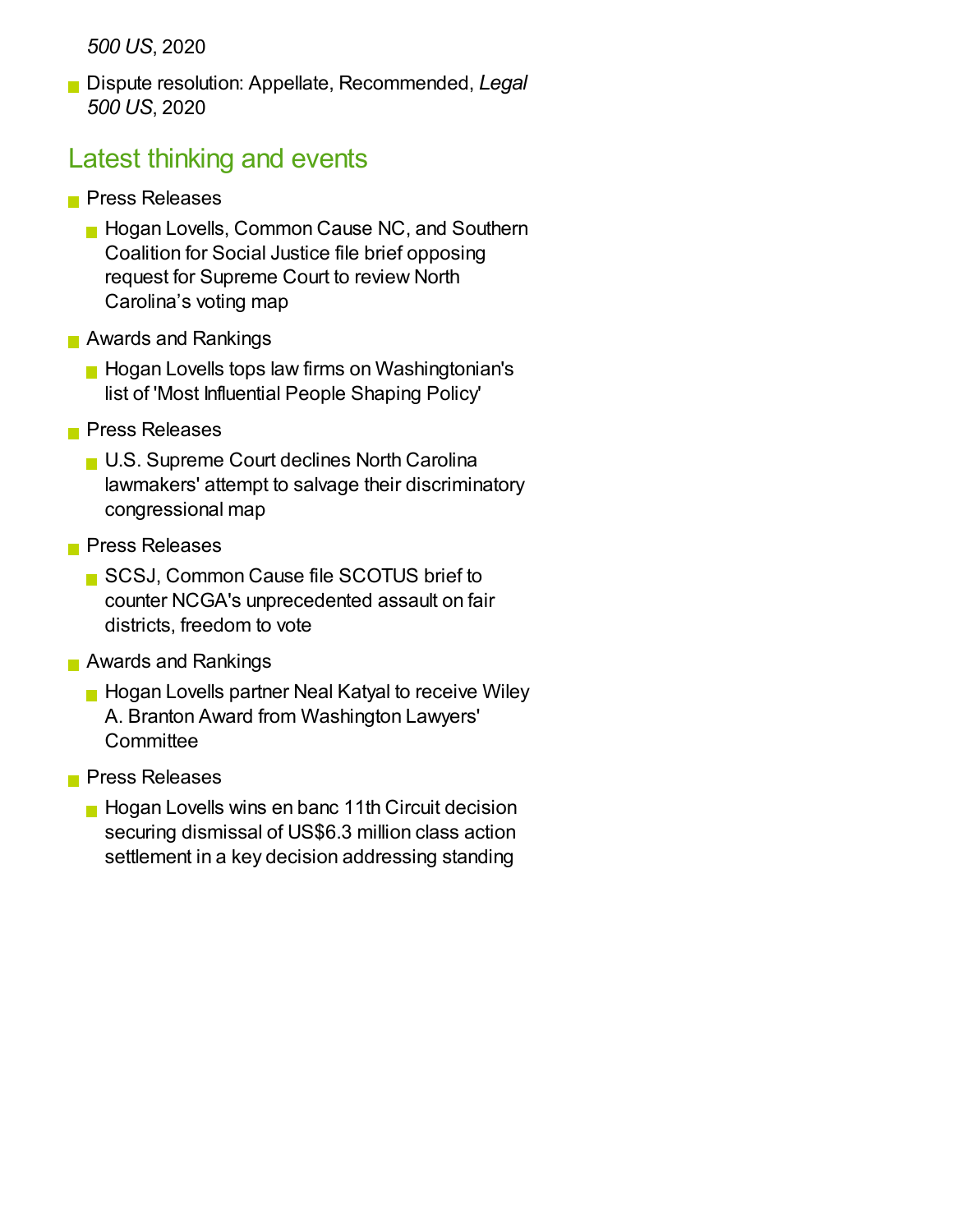*500 US*, 2020

- Dispute resolution: Appellate, Recommended, *Legal 500 US*, 2020

## Latest thinking and events

- Press Releases
  - Hogan Lovells, Common Cause NC, and Southern Coalition for Social Justice file brief opposing request for Supreme Court to review North Carolina’s voting map
- Awards and Rankings
  - Hogan Lovells tops law firms on Washingtonian's list of 'Most Influential People Shaping Policy'
- Press Releases
  - U.S. Supreme Court declines North Carolina lawmakers' attempt to salvage their discriminatory congressional map
- Press Releases
  - SCSJ, Common Cause file SCOTUS brief to counter NCGA's unprecedented assault on fair districts, freedom to vote
- Awards and Rankings
  - Hogan Lovells partner Neal Katyal to receive Wiley A. Branton Award from Washington Lawyers' Committee
- Press Releases
  - Hogan Lovells wins en banc 11th Circuit decision securing dismissal of US$6.3 million class action settlement in a key decision addressing standing